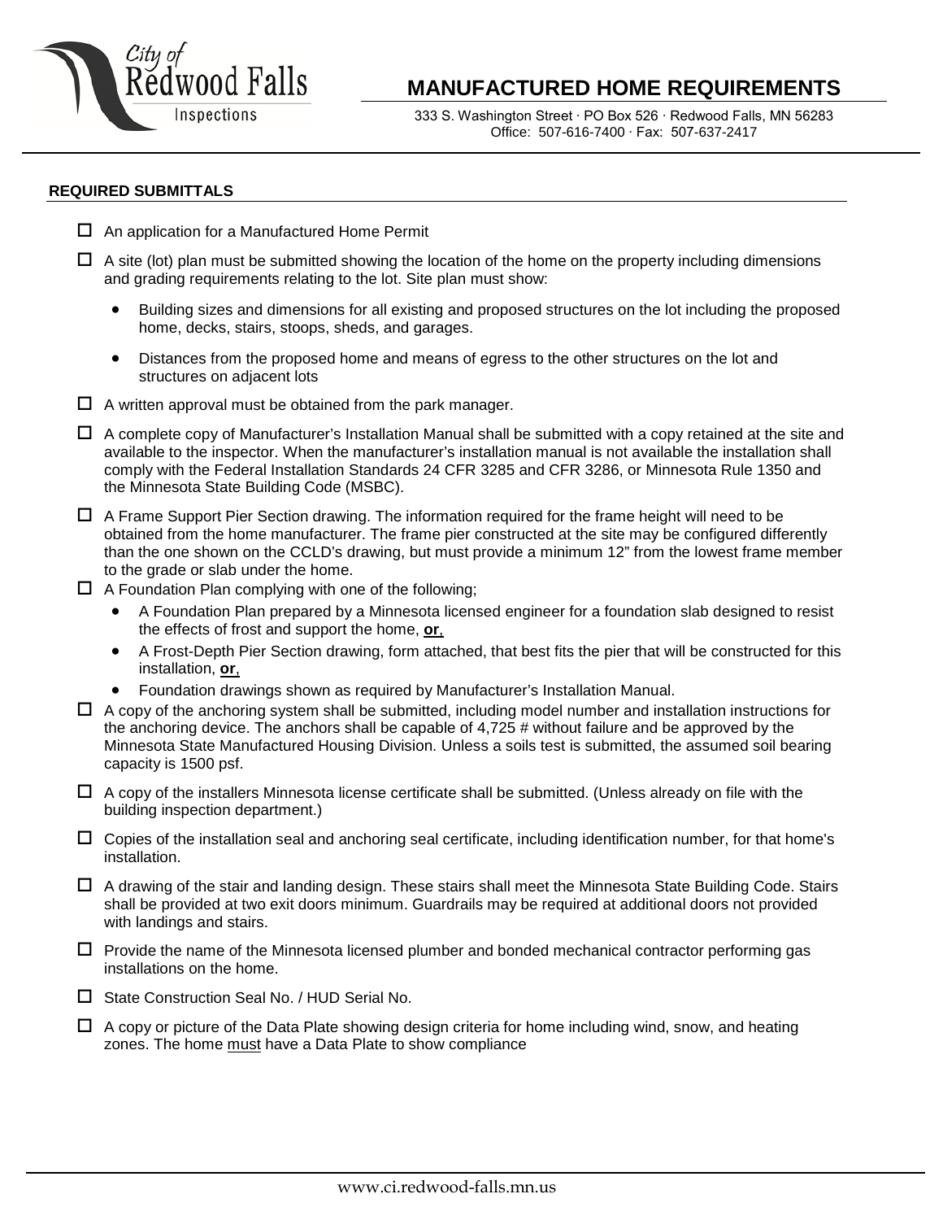City of Redwood Falls Inspections

# MANUFACTURED HOME REQUIREMENTS

333 S. Washington Street · PO Box 526 · Redwood Falls, MN 56283
Office: 507-616-7400 · Fax: 507-637-2417

## REQUIRED SUBMITTALS

- ☐ An application for a Manufactured Home Permit
- ☐ A site (lot) plan must be submitted showing the location of the home on the property including dimensions and grading requirements relating to the lot. Site plan must show:
  - Building sizes and dimensions for all existing and proposed structures on the lot including the proposed home, decks, stairs, stoops, sheds, and garages.
  - Distances from the proposed home and means of egress to the other structures on the lot and structures on adjacent lots
- ☐ A written approval must be obtained from the park manager.
- ☐ A complete copy of Manufacturer's Installation Manual shall be submitted with a copy retained at the site and available to the inspector. When the manufacturer's installation manual is not available the installation shall comply with the Federal Installation Standards 24 CFR 3285 and CFR 3286, or Minnesota Rule 1350 and the Minnesota State Building Code (MSBC).
- ☐ A Frame Support Pier Section drawing. The information required for the frame height will need to be obtained from the home manufacturer. The frame pier constructed at the site may be configured differently than the one shown on the CCLD's drawing, but must provide a minimum 12" from the lowest frame member to the grade or slab under the home.
- ☐ A Foundation Plan complying with one of the following;
  - A Foundation Plan prepared by a Minnesota licensed engineer for a foundation slab designed to resist the effects of frost and support the home, **<u>or</u>**,
  - A Frost-Depth Pier Section drawing, form attached, that best fits the pier that will be constructed for this installation, **<u>or</u>**,
  - Foundation drawings shown as required by Manufacturer's Installation Manual.
- ☐ A copy of the anchoring system shall be submitted, including model number and installation instructions for the anchoring device. The anchors shall be capable of 4,725 # without failure and be approved by the Minnesota State Manufactured Housing Division. Unless a soils test is submitted, the assumed soil bearing capacity is 1500 psf.
- ☐ A copy of the installers Minnesota license certificate shall be submitted. (Unless already on file with the building inspection department.)
- ☐ Copies of the installation seal and anchoring seal certificate, including identification number, for that home's installation.
- ☐ A drawing of the stair and landing design. These stairs shall meet the Minnesota State Building Code. Stairs shall be provided at two exit doors minimum. Guardrails may be required at additional doors not provided with landings and stairs.
- ☐ Provide the name of the Minnesota licensed plumber and bonded mechanical contractor performing gas installations on the home.
- ☐ State Construction Seal No. / HUD Serial No.
- ☐ A copy or picture of the Data Plate showing design criteria for home including wind, snow, and heating zones. The home <u>must</u> have a Data Plate to show compliance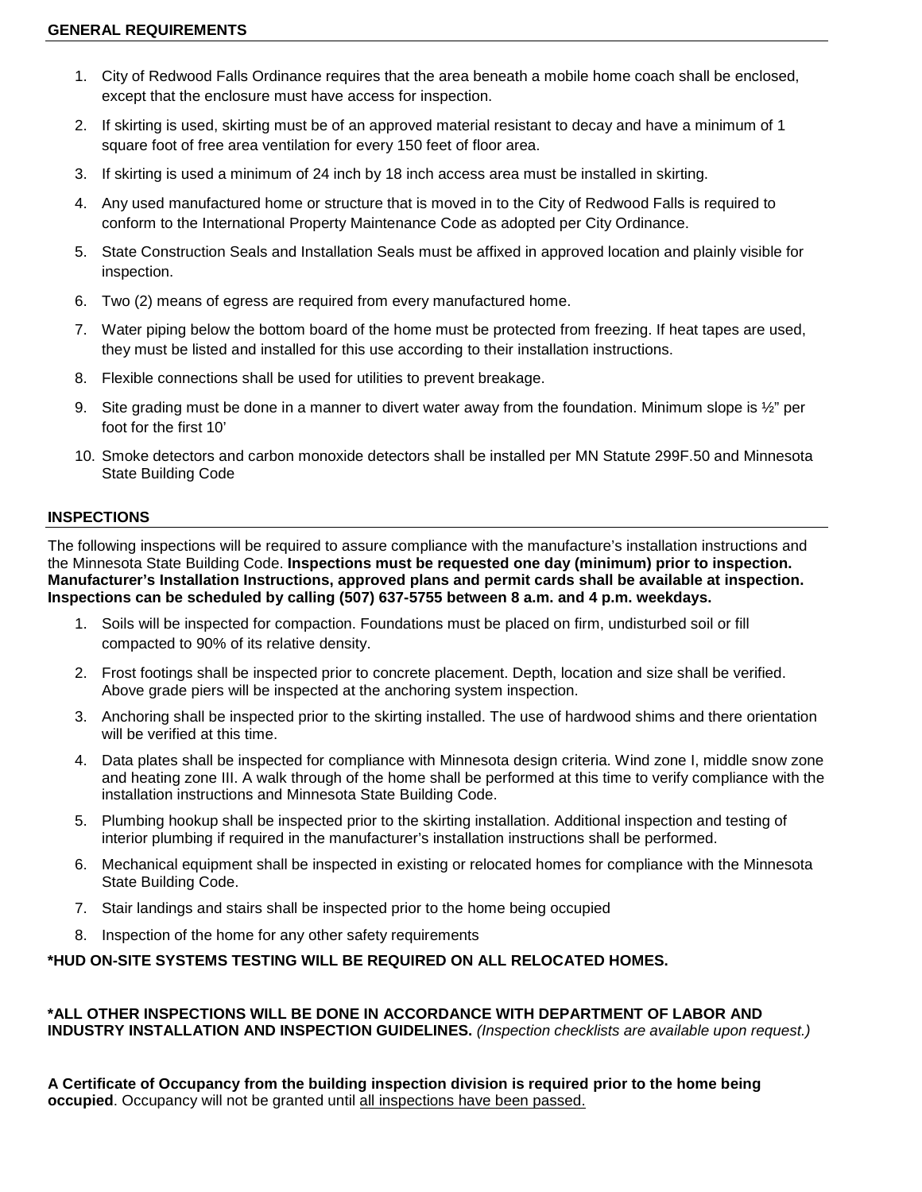## GENERAL REQUIREMENTS

1. City of Redwood Falls Ordinance requires that the area beneath a mobile home coach shall be enclosed, except that the enclosure must have access for inspection.
2. If skirting is used, skirting must be of an approved material resistant to decay and have a minimum of 1 square foot of free area ventilation for every 150 feet of floor area.
3. If skirting is used a minimum of 24 inch by 18 inch access area must be installed in skirting.
4. Any used manufactured home or structure that is moved in to the City of Redwood Falls is required to conform to the International Property Maintenance Code as adopted per City Ordinance.
5. State Construction Seals and Installation Seals must be affixed in approved location and plainly visible for inspection.
6. Two (2) means of egress are required from every manufactured home.
7. Water piping below the bottom board of the home must be protected from freezing. If heat tapes are used, they must be listed and installed for this use according to their installation instructions.
8. Flexible connections shall be used for utilities to prevent breakage.
9. Site grading must be done in a manner to divert water away from the foundation. Minimum slope is ½" per foot for the first 10'
10. Smoke detectors and carbon monoxide detectors shall be installed per MN Statute 299F.50 and Minnesota State Building Code

## INSPECTIONS

The following inspections will be required to assure compliance with the manufacture's installation instructions and the Minnesota State Building Code. **Inspections must be requested one day (minimum) prior to inspection. Manufacturer's Installation Instructions, approved plans and permit cards shall be available at inspection. Inspections can be scheduled by calling (507) 637-5755 between 8 a.m. and 4 p.m. weekdays.**

1. Soils will be inspected for compaction. Foundations must be placed on firm, undisturbed soil or fill compacted to 90% of its relative density.
2. Frost footings shall be inspected prior to concrete placement. Depth, location and size shall be verified. Above grade piers will be inspected at the anchoring system inspection.
3. Anchoring shall be inspected prior to the skirting installed. The use of hardwood shims and there orientation will be verified at this time.
4. Data plates shall be inspected for compliance with Minnesota design criteria. Wind zone I, middle snow zone and heating zone III. A walk through of the home shall be performed at this time to verify compliance with the installation instructions and Minnesota State Building Code.
5. Plumbing hookup shall be inspected prior to the skirting installation. Additional inspection and testing of interior plumbing if required in the manufacturer's installation instructions shall be performed.
6. Mechanical equipment shall be inspected in existing or relocated homes for compliance with the Minnesota State Building Code.
7. Stair landings and stairs shall be inspected prior to the home being occupied
8. Inspection of the home for any other safety requirements

**\*HUD ON-SITE SYSTEMS TESTING WILL BE REQUIRED ON ALL RELOCATED HOMES.**

**\*ALL OTHER INSPECTIONS WILL BE DONE IN ACCORDANCE WITH DEPARTMENT OF LABOR AND INDUSTRY INSTALLATION AND INSPECTION GUIDELINES.** *(Inspection checklists are available upon request.)*

**A Certificate of Occupancy from the building inspection division is required prior to the home being occupied**. Occupancy will not be granted until all inspections have been passed.